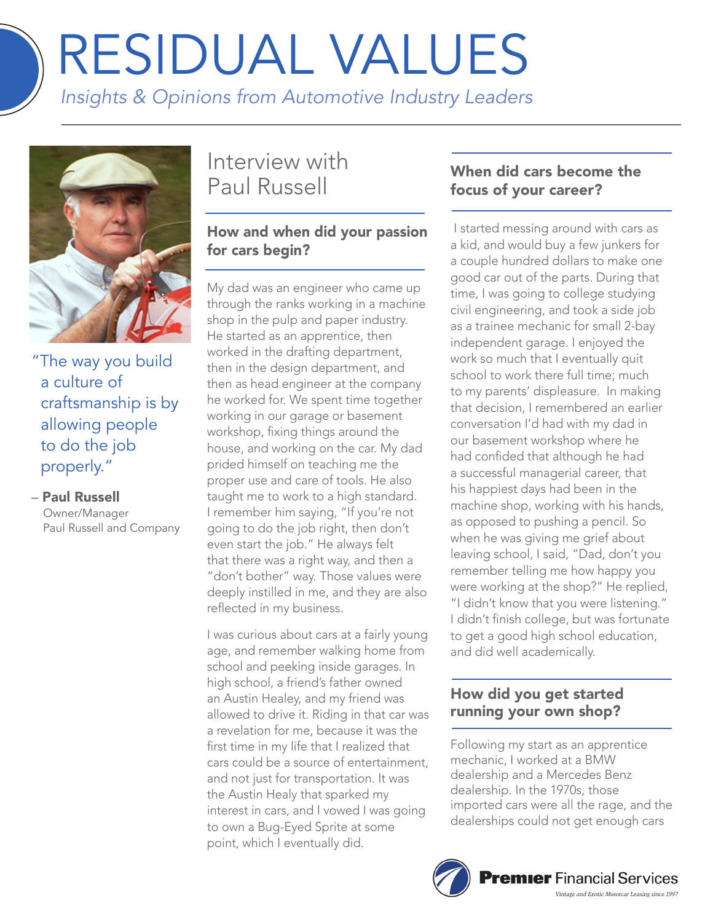# RESIDUAL VALUES

*Insights & Opinions from Automotive Industry Leaders*

"The way you build a culture of craftsmanship is by allowing people to do the job properly."

– **Paul Russell**
Owner/Manager
Paul Russell and Company

## Interview with Paul Russell

### How and when did your passion for cars begin?

My dad was an engineer who came up through the ranks working in a machine shop in the pulp and paper industry. He started as an apprentice, then worked in the drafting department, then in the design department, and then as head engineer at the company he worked for. We spent time together working in our garage or basement workshop, fixing things around the house, and working on the car. My dad prided himself on teaching me the proper use and care of tools. He also taught me to work to a high standard. I remember him saying, "If you're not going to do the job right, then don't even start the job." He always felt that there was a right way, and then a "don't bother" way. Those values were deeply instilled in me, and they are also reflected in my business.

I was curious about cars at a fairly young age, and remember walking home from school and peeking inside garages. In high school, a friend's father owned an Austin Healey, and my friend was allowed to drive it. Riding in that car was a revelation for me, because it was the first time in my life that I realized that cars could be a source of entertainment, and not just for transportation. It was the Austin Healy that sparked my interest in cars, and I vowed I was going to own a Bug-Eyed Sprite at some point, which I eventually did.

### When did cars become the focus of your career?

I started messing around with cars as a kid, and would buy a few junkers for a couple hundred dollars to make one good car out of the parts. During that time, I was going to college studying civil engineering, and took a side job as a trainee mechanic for small 2-bay independent garage. I enjoyed the work so much that I eventually quit school to work there full time; much to my parents' displeasure. In making that decision, I remembered an earlier conversation I'd had with my dad in our basement workshop where he had confided that although he had a successful managerial career, that his happiest days had been in the machine shop, working with his hands, as opposed to pushing a pencil. So when he was giving me grief about leaving school, I said, "Dad, don't you remember telling me how happy you were working at the shop?" He replied, "I didn't know that you were listening." I didn't finish college, but was fortunate to get a good high school education, and did well academically.

### How did you get started running your own shop?

Following my start as an apprentice mechanic, I worked at a BMW dealership and a Mercedes Benz dealership. In the 1970s, those imported cars were all the rage, and the dealerships could not get enough cars

**Premier** Financial Services
*Vintage and Exotic Motorcar Leasing since 1997*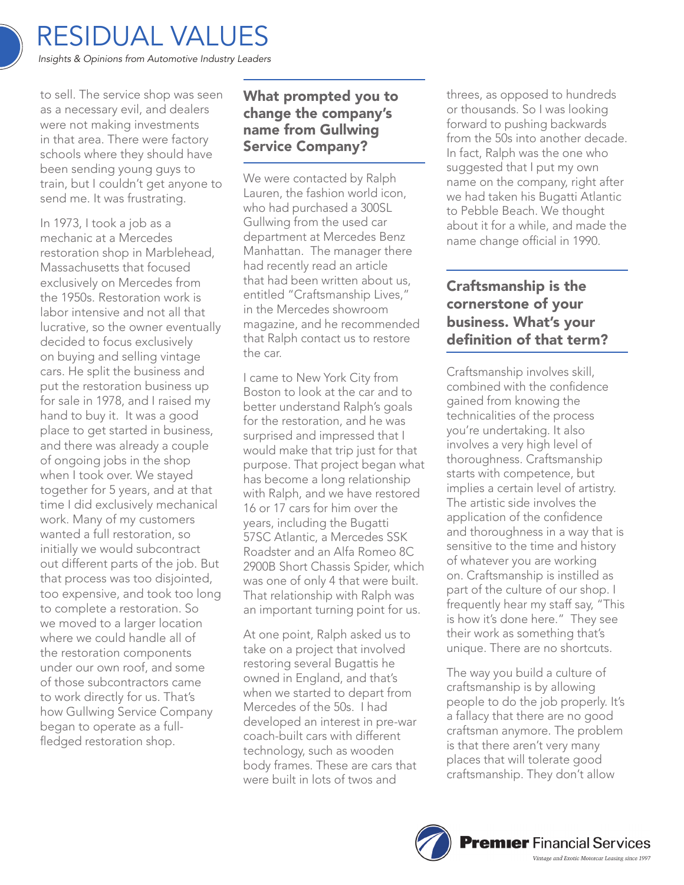to sell. The service shop was seen as a necessary evil, and dealers were not making investments in that area. There were factory schools where they should have been sending young guys to train, but I couldn't get anyone to send me. It was frustrating.

In 1973, I took a job as a mechanic at a Mercedes restoration shop in Marblehead, Massachusetts that focused exclusively on Mercedes from the 1950s. Restoration work is labor intensive and not all that lucrative, so the owner eventually decided to focus exclusively on buying and selling vintage cars. He split the business and put the restoration business up for sale in 1978, and I raised my hand to buy it. It was a good place to get started in business, and there was already a couple of ongoing jobs in the shop when I took over. We stayed together for 5 years, and at that time I did exclusively mechanical work. Many of my customers wanted a full restoration, so initially we would subcontract out different parts of the job. But that process was too disjointed, too expensive, and took too long to complete a restoration. So we moved to a larger location where we could handle all of the restoration components under our own roof, and some of those subcontractors came to work directly for us. That's how Gullwing Service Company began to operate as a full-fledged restoration shop.

## What prompted you to change the company's name from Gullwing Service Company?

We were contacted by Ralph Lauren, the fashion world icon, who had purchased a 300SL Gullwing from the used car department at Mercedes Benz Manhattan. The manager there had recently read an article that had been written about us, entitled "Craftsmanship Lives," in the Mercedes showroom magazine, and he recommended that Ralph contact us to restore the car.

I came to New York City from Boston to look at the car and to better understand Ralph's goals for the restoration, and he was surprised and impressed that I would make that trip just for that purpose. That project began what has become a long relationship with Ralph, and we have restored 16 or 17 cars for him over the years, including the Bugatti 57SC Atlantic, a Mercedes SSK Roadster and an Alfa Romeo 8C 2900B Short Chassis Spider, which was one of only 4 that were built. That relationship with Ralph was an important turning point for us.

At one point, Ralph asked us to take on a project that involved restoring several Bugattis he owned in England, and that's when we started to depart from Mercedes of the 50s. I had developed an interest in pre-war coach-built cars with different technology, such as wooden body frames. These are cars that were built in lots of twos and threes, as opposed to hundreds or thousands. So I was looking forward to pushing backwards from the 50s into another decade. In fact, Ralph was the one who suggested that I put my own name on the company, right after we had taken his Bugatti Atlantic to Pebble Beach. We thought about it for a while, and made the name change official in 1990.

## Craftsmanship is the cornerstone of your business. What's your definition of that term?

Craftsmanship involves skill, combined with the confidence gained from knowing the technicalities of the process you're undertaking. It also involves a very high level of thoroughness. Craftsmanship starts with competence, but implies a certain level of artistry. The artistic side involves the application of the confidence and thoroughness in a way that is sensitive to the time and history of whatever you are working on. Craftsmanship is instilled as part of the culture of our shop. I frequently hear my staff say, "This is how it's done here." They see their work as something that's unique. There are no shortcuts.

The way you build a culture of craftsmanship is by allowing people to do the job properly. It's a fallacy that there are no good craftsman anymore. The problem is that there aren't very many places that will tolerate good craftsmanship. They don't allow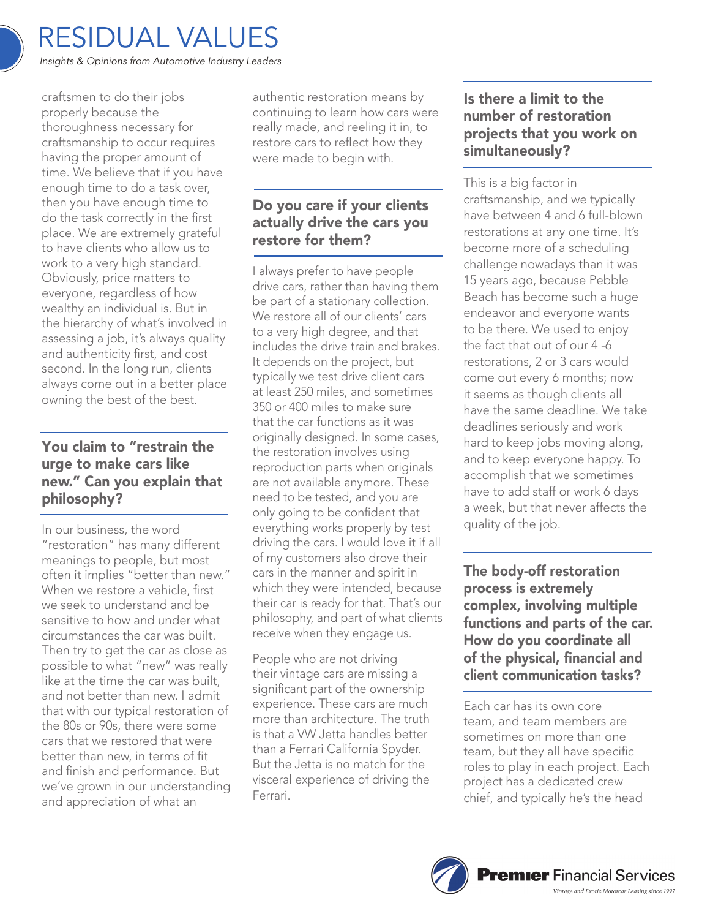craftsmen to do their jobs properly because the thoroughness necessary for craftsmanship to occur requires having the proper amount of time. We believe that if you have enough time to do a task over, then you have enough time to do the task correctly in the first place. We are extremely grateful to have clients who allow us to work to a very high standard. Obviously, price matters to everyone, regardless of how wealthy an individual is. But in the hierarchy of what's involved in assessing a job, it's always quality and authenticity first, and cost second. In the long run, clients always come out in a better place owning the best of the best.

## You claim to "restrain the urge to make cars like new." Can you explain that philosophy?

In our business, the word "restoration" has many different meanings to people, but most often it implies "better than new." When we restore a vehicle, first we seek to understand and be sensitive to how and under what circumstances the car was built. Then try to get the car as close as possible to what "new" was really like at the time the car was built, and not better than new. I admit that with our typical restoration of the 80s or 90s, there were some cars that we restored that were better than new, in terms of fit and finish and performance. But we've grown in our understanding and appreciation of what an authentic restoration means by continuing to learn how cars were really made, and reeling it in, to restore cars to reflect how they were made to begin with.

## Do you care if your clients actually drive the cars you restore for them?

I always prefer to have people drive cars, rather than having them be part of a stationary collection. We restore all of our clients' cars to a very high degree, and that includes the drive train and brakes. It depends on the project, but typically we test drive client cars at least 250 miles, and sometimes 350 or 400 miles to make sure that the car functions as it was originally designed. In some cases, the restoration involves using reproduction parts when originals are not available anymore. These need to be tested, and you are only going to be confident that everything works properly by test driving the cars. I would love it if all of my customers also drove their cars in the manner and spirit in which they were intended, because their car is ready for that. That's our philosophy, and part of what clients receive when they engage us.

People who are not driving their vintage cars are missing a significant part of the ownership experience. These cars are much more than architecture. The truth is that a VW Jetta handles better than a Ferrari California Spyder. But the Jetta is no match for the visceral experience of driving the Ferrari.

## Is there a limit to the number of restoration projects that you work on simultaneously?

This is a big factor in craftsmanship, and we typically have between 4 and 6 full-blown restorations at any one time. It's become more of a scheduling challenge nowadays than it was 15 years ago, because Pebble Beach has become such a huge endeavor and everyone wants to be there. We used to enjoy the fact that out of our 4 -6 restorations, 2 or 3 cars would come out every 6 months; now it seems as though clients all have the same deadline. We take deadlines seriously and work hard to keep jobs moving along, and to keep everyone happy. To accomplish that we sometimes have to add staff or work 6 days a week, but that never affects the quality of the job.

## The body-off restoration process is extremely complex, involving multiple functions and parts of the car. How do you coordinate all of the physical, financial and client communication tasks?

Each car has its own core team, and team members are sometimes on more than one team, but they all have specific roles to play in each project. Each project has a dedicated crew chief, and typically he's the head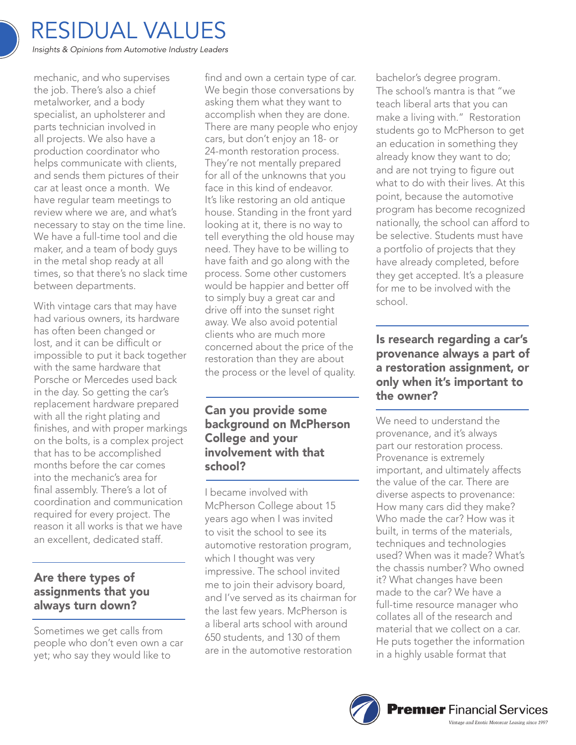mechanic, and who supervises the job. There's also a chief metalworker, and a body specialist, an upholsterer and parts technician involved in all projects. We also have a production coordinator who helps communicate with clients, and sends them pictures of their car at least once a month. We have regular team meetings to review where we are, and what's necessary to stay on the time line. We have a full-time tool and die maker, and a team of body guys in the metal shop ready at all times, so that there's no slack time between departments.

With vintage cars that may have had various owners, its hardware has often been changed or lost, and it can be difficult or impossible to put it back together with the same hardware that Porsche or Mercedes used back in the day. So getting the car's replacement hardware prepared with all the right plating and finishes, and with proper markings on the bolts, is a complex project that has to be accomplished months before the car comes into the mechanic's area for final assembly. There's a lot of coordination and communication required for every project. The reason it all works is that we have an excellent, dedicated staff.

## Are there types of assignments that you always turn down?

Sometimes we get calls from people who don't even own a car yet; who say they would like to find and own a certain type of car. We begin those conversations by asking them what they want to accomplish when they are done. There are many people who enjoy cars, but don't enjoy an 18- or 24-month restoration process. They're not mentally prepared for all of the unknowns that you face in this kind of endeavor. It's like restoring an old antique house. Standing in the front yard looking at it, there is no way to tell everything the old house may need. They have to be willing to have faith and go along with the process. Some other customers would be happier and better off to simply buy a great car and drive off into the sunset right away. We also avoid potential clients who are much more concerned about the price of the restoration than they are about the process or the level of quality.

## Can you provide some background on McPherson College and your involvement with that school?

I became involved with McPherson College about 15 years ago when I was invited to visit the school to see its automotive restoration program, which I thought was very impressive. The school invited me to join their advisory board, and I've served as its chairman for the last few years. McPherson is a liberal arts school with around 650 students, and 130 of them are in the automotive restoration bachelor's degree program. The school's mantra is that "we teach liberal arts that you can make a living with." Restoration students go to McPherson to get an education in something they already know they want to do; and are not trying to figure out what to do with their lives. At this point, because the automotive program has become recognized nationally, the school can afford to be selective. Students must have a portfolio of projects that they have already completed, before they get accepted. It's a pleasure for me to be involved with the school.

## Is research regarding a car's provenance always a part of a restoration assignment, or only when it's important to the owner?

We need to understand the provenance, and it's always part our restoration process. Provenance is extremely important, and ultimately affects the value of the car. There are diverse aspects to provenance: How many cars did they make? Who made the car? How was it built, in terms of the materials, techniques and technologies used? When was it made? What's the chassis number? Who owned it? What changes have been made to the car? We have a full-time resource manager who collates all of the research and material that we collect on a car. He puts together the information in a highly usable format that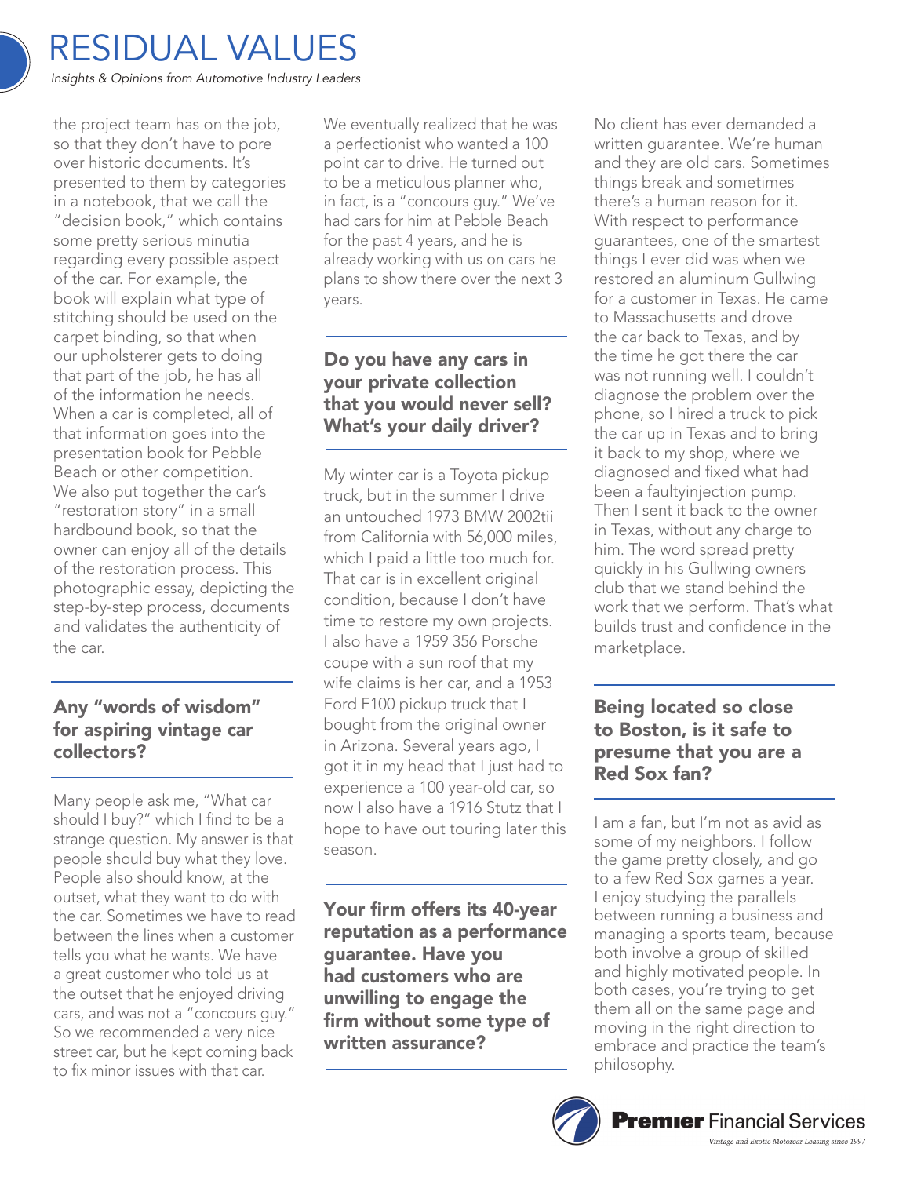the project team has on the job, so that they don't have to pore over historic documents. It's presented to them by categories in a notebook, that we call the "decision book," which contains some pretty serious minutia regarding every possible aspect of the car. For example, the book will explain what type of stitching should be used on the carpet binding, so that when our upholsterer gets to doing that part of the job, he has all of the information he needs. When a car is completed, all of that information goes into the presentation book for Pebble Beach or other competition. We also put together the car's "restoration story" in a small hardbound book, so that the owner can enjoy all of the details of the restoration process. This photographic essay, depicting the step-by-step process, documents and validates the authenticity of the car.

## Any "words of wisdom" for aspiring vintage car collectors?

Many people ask me, "What car should I buy?" which I find to be a strange question. My answer is that people should buy what they love. People also should know, at the outset, what they want to do with the car. Sometimes we have to read between the lines when a customer tells you what he wants. We have a great customer who told us at the outset that he enjoyed driving cars, and was not a "concours guy." So we recommended a very nice street car, but he kept coming back to fix minor issues with that car. We eventually realized that he was a perfectionist who wanted a 100 point car to drive. He turned out to be a meticulous planner who, in fact, is a "concours guy." We've had cars for him at Pebble Beach for the past 4 years, and he is already working with us on cars he plans to show there over the next 3 years.

## Do you have any cars in your private collection that you would never sell? What's your daily driver?

My winter car is a Toyota pickup truck, but in the summer I drive an untouched 1973 BMW 2002tii from California with 56,000 miles, which I paid a little too much for. That car is in excellent original condition, because I don't have time to restore my own projects. I also have a 1959 356 Porsche coupe with a sun roof that my wife claims is her car, and a 1953 Ford F100 pickup truck that I bought from the original owner in Arizona. Several years ago, I got it in my head that I just had to experience a 100 year-old car, so now I also have a 1916 Stutz that I hope to have out touring later this season.

## Your firm offers its 40-year reputation as a performance guarantee. Have you had customers who are unwilling to engage the firm without some type of written assurance?

No client has ever demanded a written guarantee. We're human and they are old cars. Sometimes things break and sometimes there's a human reason for it. With respect to performance guarantees, one of the smartest things I ever did was when we restored an aluminum Gullwing for a customer in Texas. He came to Massachusetts and drove the car back to Texas, and by the time he got there the car was not running well. I couldn't diagnose the problem over the phone, so I hired a truck to pick the car up in Texas and to bring it back to my shop, where we diagnosed and fixed what had been a faultyinjection pump. Then I sent it back to the owner in Texas, without any charge to him. The word spread pretty quickly in his Gullwing owners club that we stand behind the work that we perform. That's what builds trust and confidence in the marketplace.

## Being located so close to Boston, is it safe to presume that you are a Red Sox fan?

I am a fan, but I'm not as avid as some of my neighbors. I follow the game pretty closely, and go to a few Red Sox games a year. I enjoy studying the parallels between running a business and managing a sports team, because both involve a group of skilled and highly motivated people. In both cases, you're trying to get them all on the same page and moving in the right direction to embrace and practice the team's philosophy.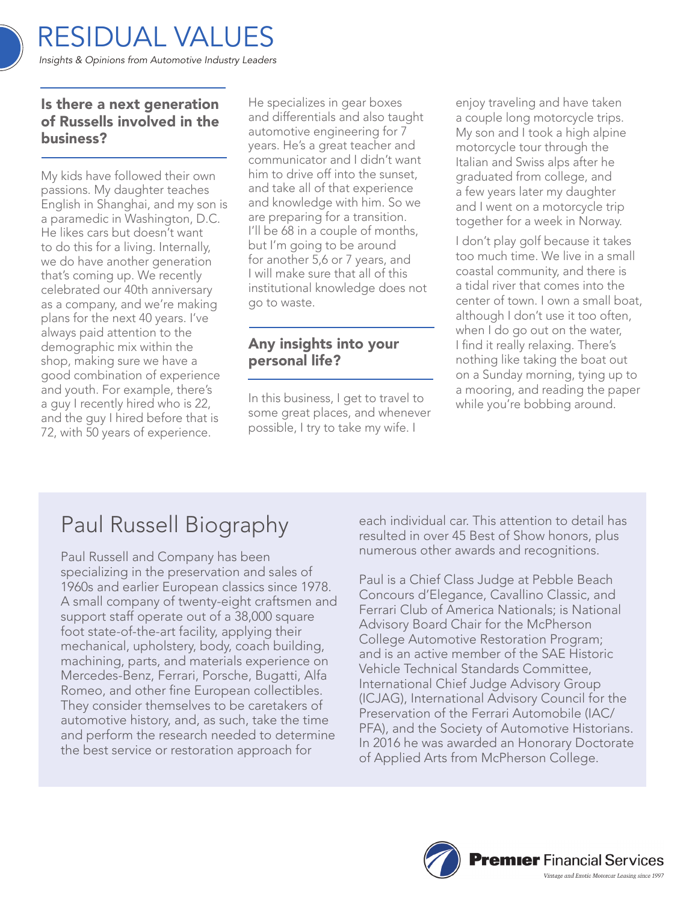### Is there a next generation of Russells involved in the business?

My kids have followed their own passions. My daughter teaches English in Shanghai, and my son is a paramedic in Washington, D.C. He likes cars but doesn't want to do this for a living. Internally, we do have another generation that's coming up. We recently celebrated our 40th anniversary as a company, and we're making plans for the next 40 years. I've always paid attention to the demographic mix within the shop, making sure we have a good combination of experience and youth. For example, there's a guy I recently hired who is 22, and the guy I hired before that is 72, with 50 years of experience. He specializes in gear boxes and differentials and also taught automotive engineering for 7 years. He's a great teacher and communicator and I didn't want him to drive off into the sunset, and take all of that experience and knowledge with him. So we are preparing for a transition. I'll be 68 in a couple of months, but I'm going to be around for another 5,6 or 7 years, and I will make sure that all of this institutional knowledge does not go to waste.

### Any insights into your personal life?

In this business, I get to travel to some great places, and whenever possible, I try to take my wife. I enjoy traveling and have taken a couple long motorcycle trips. My son and I took a high alpine motorcycle tour through the Italian and Swiss alps after he graduated from college, and a few years later my daughter and I went on a motorcycle trip together for a week in Norway.

I don't play golf because it takes too much time. We live in a small coastal community, and there is a tidal river that comes into the center of town. I own a small boat, although I don't use it too often, when I do go out on the water, I find it really relaxing. There's nothing like taking the boat out on a Sunday morning, tying up to a mooring, and reading the paper while you're bobbing around.

## Paul Russell Biography

Paul Russell and Company has been specializing in the preservation and sales of 1960s and earlier European classics since 1978. A small company of twenty-eight craftsmen and support staff operate out of a 38,000 square foot state-of-the-art facility, applying their mechanical, upholstery, body, coach building, machining, parts, and materials experience on Mercedes-Benz, Ferrari, Porsche, Bugatti, Alfa Romeo, and other fine European collectibles. They consider themselves to be caretakers of automotive history, and, as such, take the time and perform the research needed to determine the best service or restoration approach for each individual car. This attention to detail has resulted in over 45 Best of Show honors, plus numerous other awards and recognitions.

Paul is a Chief Class Judge at Pebble Beach Concours d'Elegance, Cavallino Classic, and Ferrari Club of America Nationals; is National Advisory Board Chair for the McPherson College Automotive Restoration Program; and is an active member of the SAE Historic Vehicle Technical Standards Committee, International Chief Judge Advisory Group (ICJAG), International Advisory Council for the Preservation of the Ferrari Automobile (IAC/PFA), and the Society of Automotive Historians. In 2016 he was awarded an Honorary Doctorate of Applied Arts from McPherson College.